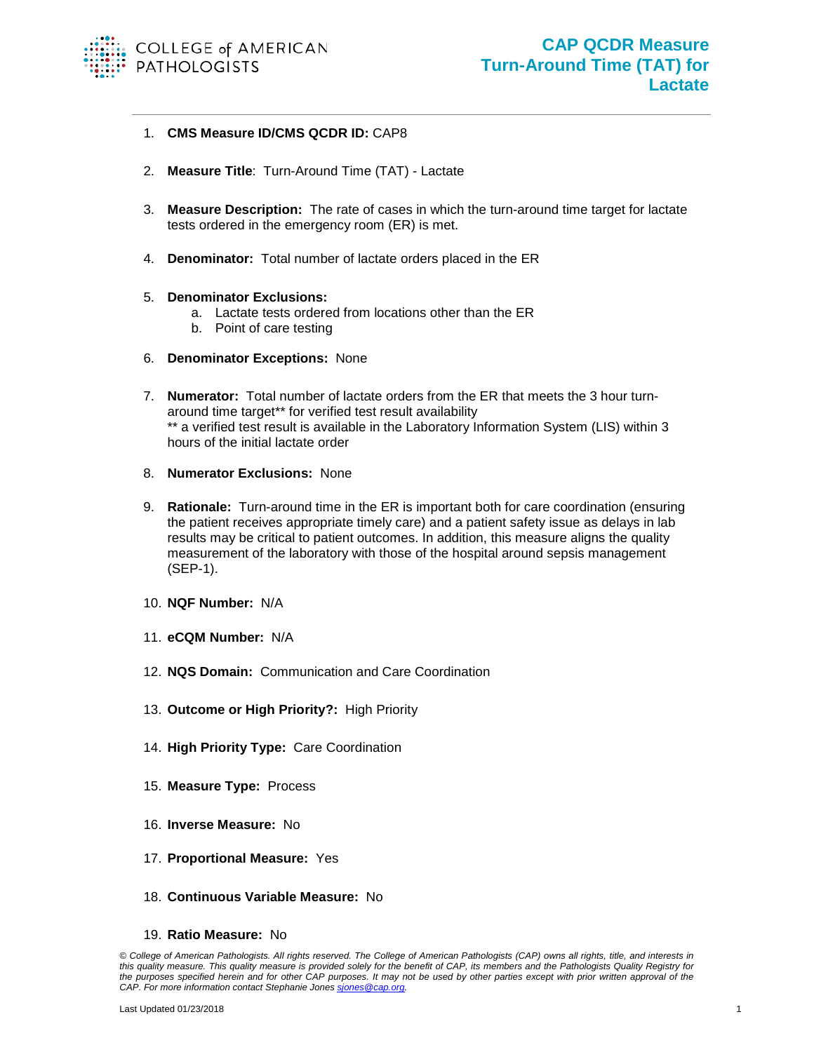COLLEGE of AMERICAN PATHOLOGISTS

# CAP QCDR Measure Turn-Around Time (TAT) for Lactate

1. **CMS Measure ID/CMS QCDR ID:** CAP8

2. **Measure Title**: Turn-Around Time (TAT) - Lactate

3. **Measure Description:** The rate of cases in which the turn-around time target for lactate tests ordered in the emergency room (ER) is met.

4. **Denominator:** Total number of lactate orders placed in the ER

5. **Denominator Exclusions:**
   a. Lactate tests ordered from locations other than the ER
   b. Point of care testing

6. **Denominator Exceptions:** None

7. **Numerator:** Total number of lactate orders from the ER that meets the 3 hour turn-around time target** for verified test result availability
   ** a verified test result is available in the Laboratory Information System (LIS) within 3 hours of the initial lactate order

8. **Numerator Exclusions:** None

9. **Rationale:** Turn-around time in the ER is important both for care coordination (ensuring the patient receives appropriate timely care) and a patient safety issue as delays in lab results may be critical to patient outcomes. In addition, this measure aligns the quality measurement of the laboratory with those of the hospital around sepsis management (SEP-1).

10. **NQF Number:** N/A

11. **eCQM Number:** N/A

12. **NQS Domain:** Communication and Care Coordination

13. **Outcome or High Priority?:** High Priority

14. **High Priority Type:** Care Coordination

15. **Measure Type:** Process

16. **Inverse Measure:** No

17. **Proportional Measure:** Yes

18. **Continuous Variable Measure:** No

19. **Ratio Measure:** No

*© College of American Pathologists. All rights reserved. The College of American Pathologists (CAP) owns all rights, title, and interests in this quality measure. This quality measure is provided solely for the benefit of CAP, its members and the Pathologists Quality Registry for the purposes specified herein and for other CAP purposes. It may not be used by other parties except with prior written approval of the CAP. For more information contact Stephanie Jones sjones@cap.org.*

Last Updated 01/23/2018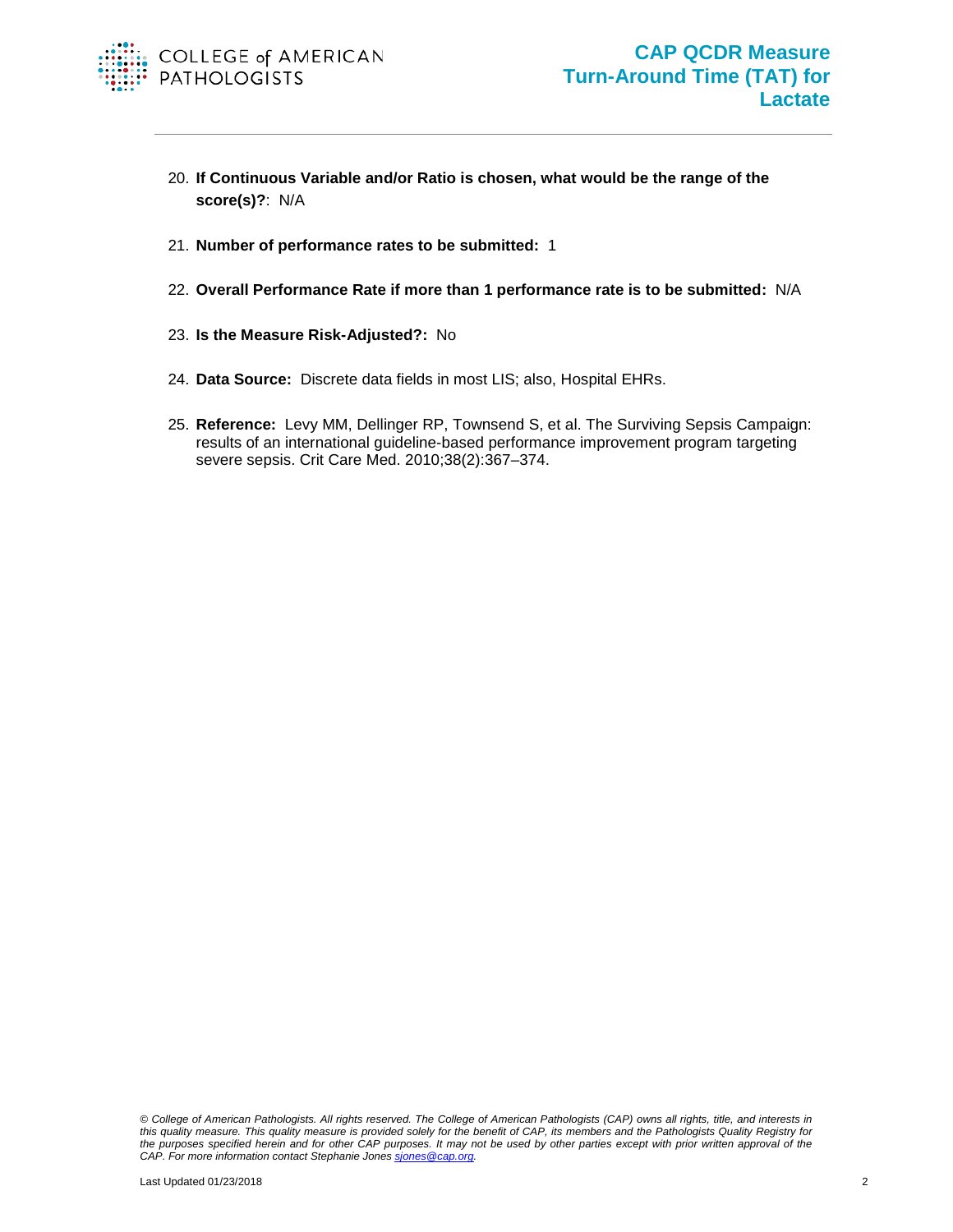20. **If Continuous Variable and/or Ratio is chosen, what would be the range of the score(s)?**: N/A

21. **Number of performance rates to be submitted:** 1

22. **Overall Performance Rate if more than 1 performance rate is to be submitted:** N/A

23. **Is the Measure Risk-Adjusted?:** No

24. **Data Source:** Discrete data fields in most LIS; also, Hospital EHRs.

25. **Reference:** Levy MM, Dellinger RP, Townsend S, et al. The Surviving Sepsis Campaign: results of an international guideline-based performance improvement program targeting severe sepsis. Crit Care Med. 2010;38(2):367–374.

*© College of American Pathologists. All rights reserved. The College of American Pathologists (CAP) owns all rights, title, and interests in this quality measure. This quality measure is provided solely for the benefit of CAP, its members and the Pathologists Quality Registry for the purposes specified herein and for other CAP purposes. It may not be used by other parties except with prior written approval of the CAP. For more information contact Stephanie Jones [sjones@cap.org](mailto:sjones@cap.org).*

Last Updated 01/23/2018